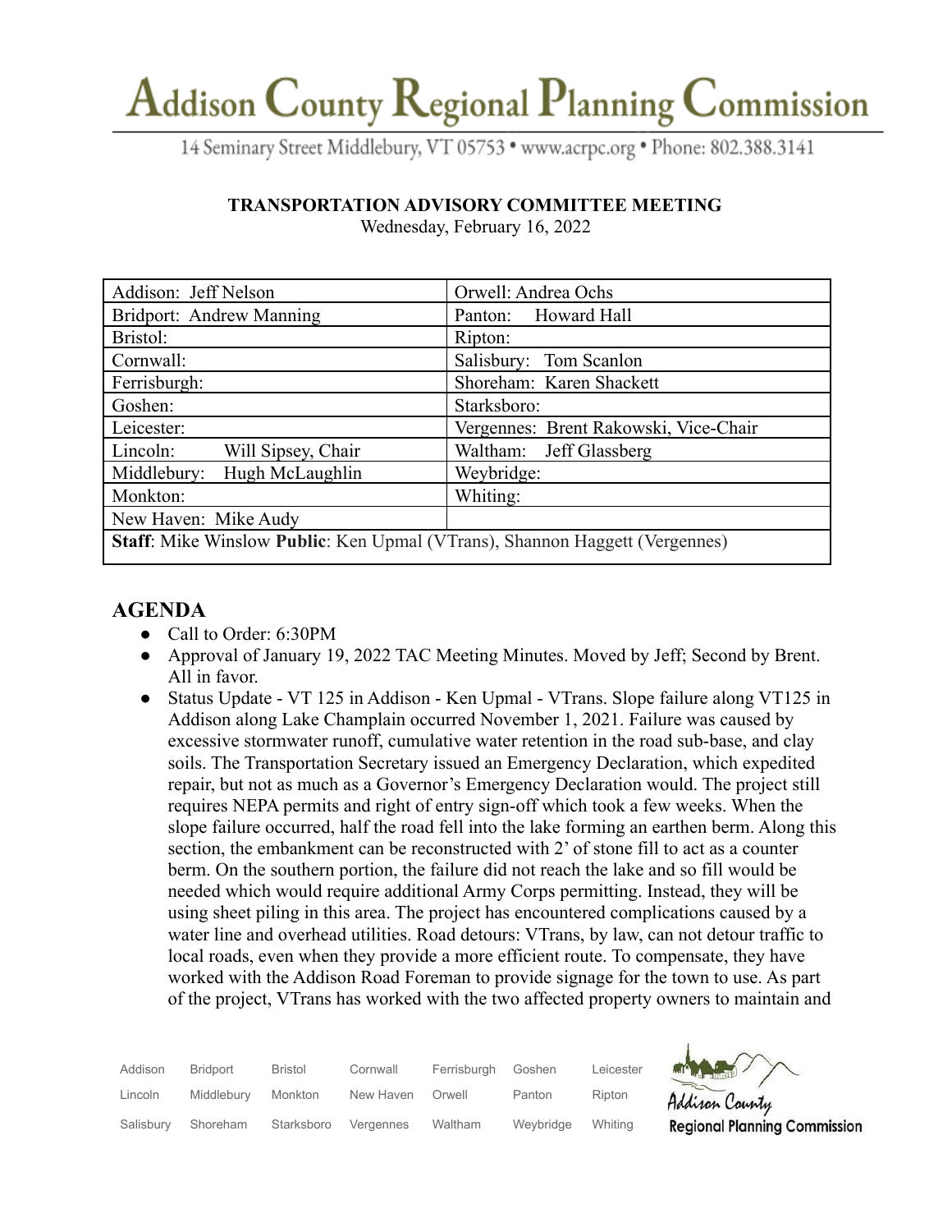# Addison County Regional Planning Commission

14 Seminary Street Middlebury, VT 05753 • www.acrpc.org • Phone: 802.388.3141

**TRANSPORTATION ADVISORY COMMITTEE MEETING**

Wednesday, February 16, 2022

| | |
|---|---|
| Addison: Jeff Nelson | Orwell: Andrea Ochs |
| Bridport: Andrew Manning | Panton: Howard Hall |
| Bristol: | Ripton: |
| Cornwall: | Salisbury: Tom Scanlon |
| Ferrisburgh: | Shoreham: Karen Shackett |
| Goshen: | Starksboro: |
| Leicester: | Vergennes: Brent Rakowski, Vice-Chair |
| Lincoln: Will Sipsey, Chair | Waltham: Jeff Glassberg |
| Middlebury: Hugh McLaughlin | Weybridge: |
| Monkton: | Whiting: |
| New Haven: Mike Audy | |
| **Staff**: Mike Winslow **Public**: Ken Upmal (VTrans), Shannon Haggett (Vergennes) | |

## AGENDA

- Call to Order: 6:30PM
- Approval of January 19, 2022 TAC Meeting Minutes. Moved by Jeff; Second by Brent. All in favor.
- Status Update - VT 125 in Addison - Ken Upmal - VTrans. Slope failure along VT125 in Addison along Lake Champlain occurred November 1, 2021. Failure was caused by excessive stormwater runoff, cumulative water retention in the road sub-base, and clay soils. The Transportation Secretary issued an Emergency Declaration, which expedited repair, but not as much as a Governor's Emergency Declaration would. The project still requires NEPA permits and right of entry sign-off which took a few weeks. When the slope failure occurred, half the road fell into the lake forming an earthen berm. Along this section, the embankment can be reconstructed with 2' of stone fill to act as a counter berm. On the southern portion, the failure did not reach the lake and so fill would be needed which would require additional Army Corps permitting. Instead, they will be using sheet piling in this area. The project has encountered complications caused by a water line and overhead utilities. Road detours: VTrans, by law, can not detour traffic to local roads, even when they provide a more efficient route. To compensate, they have worked with the Addison Road Foreman to provide signage for the town to use. As part of the project, VTrans has worked with the two affected property owners to maintain and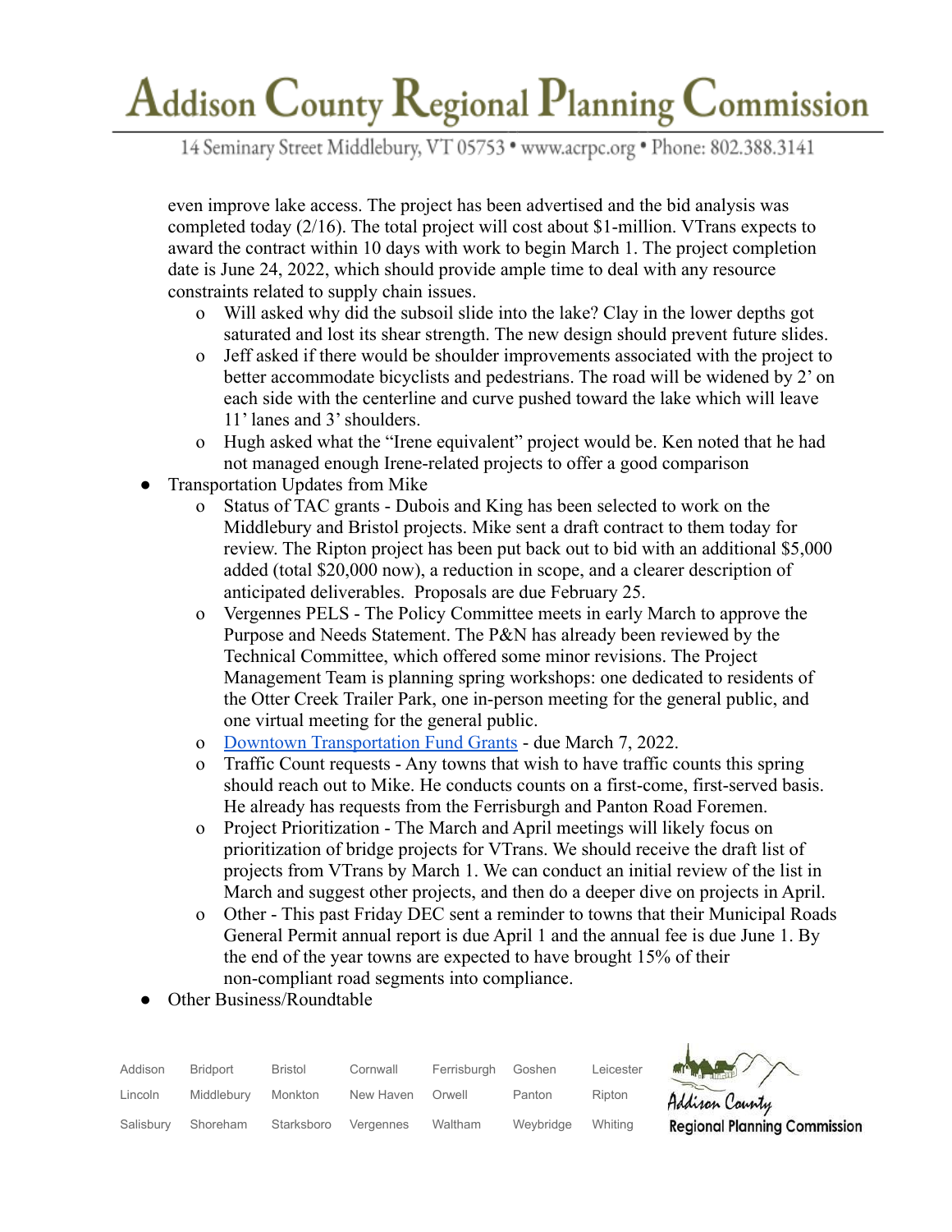even improve lake access. The project has been advertised and the bid analysis was completed today (2/16). The total project will cost about $1-million. VTrans expects to award the contract within 10 days with work to begin March 1. The project completion date is June 24, 2022, which should provide ample time to deal with any resource constraints related to supply chain issues.

  - Will asked why did the subsoil slide into the lake? Clay in the lower depths got saturated and lost its shear strength. The new design should prevent future slides.
  - Jeff asked if there would be shoulder improvements associated with the project to better accommodate bicyclists and pedestrians. The road will be widened by 2' on each side with the centerline and curve pushed toward the lake which will leave 11' lanes and 3' shoulders.
  - Hugh asked what the "Irene equivalent" project would be. Ken noted that he had not managed enough Irene-related projects to offer a good comparison

- Transportation Updates from Mike
  - Status of TAC grants - Dubois and King has been selected to work on the Middlebury and Bristol projects. Mike sent a draft contract to them today for review. The Ripton project has been put back out to bid with an additional $5,000 added (total $20,000 now), a reduction in scope, and a clearer description of anticipated deliverables. Proposals are due February 25.
  - Vergennes PELS - The Policy Committee meets in early March to approve the Purpose and Needs Statement. The P&N has already been reviewed by the Technical Committee, which offered some minor revisions. The Project Management Team is planning spring workshops: one dedicated to residents of the Otter Creek Trailer Park, one in-person meeting for the general public, and one virtual meeting for the general public.
  - Downtown Transportation Fund Grants - due March 7, 2022.
  - Traffic Count requests - Any towns that wish to have traffic counts this spring should reach out to Mike. He conducts counts on a first-come, first-served basis. He already has requests from the Ferrisburgh and Panton Road Foremen.
  - Project Prioritization - The March and April meetings will likely focus on prioritization of bridge projects for VTrans. We should receive the draft list of projects from VTrans by March 1. We can conduct an initial review of the list in March and suggest other projects, and then do a deeper dive on projects in April.
  - Other - This past Friday DEC sent a reminder to towns that their Municipal Roads General Permit annual report is due April 1 and the annual fee is due June 1. By the end of the year towns are expected to have brought 15% of their non-compliant road segments into compliance.
- Other Business/Roundtable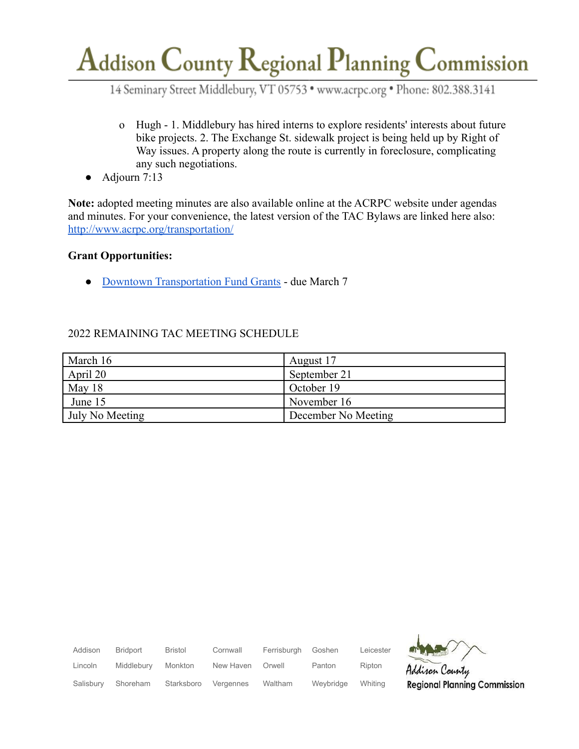- Hugh - 1. Middlebury has hired interns to explore residents' interests about future bike projects. 2. The Exchange St. sidewalk project is being held up by Right of Way issues. A property along the route is currently in foreclosure, complicating any such negotiations.

- Adjourn 7:13

**Note:** adopted meeting minutes are also available online at the ACRPC website under agendas and minutes. For your convenience, the latest version of the TAC Bylaws are linked here also: http://www.acrpc.org/transportation/

**Grant Opportunities:**

- Downtown Transportation Fund Grants - due March 7

2022 REMAINING TAC MEETING SCHEDULE

| | |
|---|---|
| March 16 | August 17 |
| April 20 | September 21 |
| May 18 | October 19 |
| June 15 | November 16 |
| July No Meeting | December No Meeting |